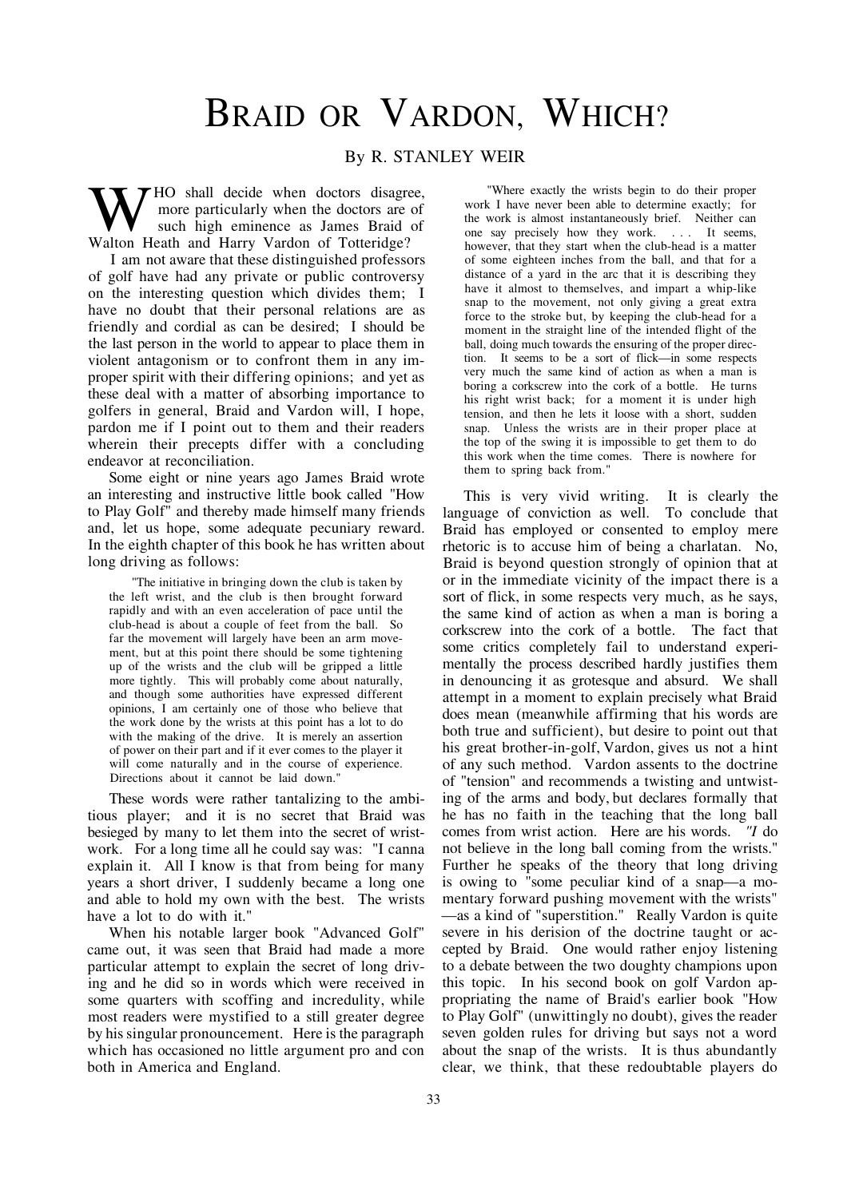# Braid or Vardon, Which?

By R. STANLEY WEIR

WHO shall decide when doctors disagree, more particularly when the doctors are of such high eminence as James Braid of Walton Heath and Harry Vardon of Totteridge?

I am not aware that these distinguished professors of golf have had any private or public controversy on the interesting question which divides them; I have no doubt that their personal relations are as friendly and cordial as can be desired; I should be the last person in the world to appear to place them in violent antagonism or to confront them in any improper spirit with their differing opinions; and yet as these deal with a matter of absorbing importance to golfers in general, Braid and Vardon will, I hope, pardon me if I point out to them and their readers wherein their precepts differ with a concluding endeavor at reconciliation.

Some eight or nine years ago James Braid wrote an interesting and instructive little book called "How to Play Golf" and thereby made himself many friends and, let us hope, some adequate pecuniary reward. In the eighth chapter of this book he has written about long driving as follows:

> "The initiative in bringing down the club is taken by the left wrist, and the club is then brought forward rapidly and with an even acceleration of pace until the club-head is about a couple of feet from the ball. So far the movement will largely have been an arm movement, but at this point there should be some tightening up of the wrists and the club will be gripped a little more tightly. This will probably come about naturally, and though some authorities have expressed different opinions, I am certainly one of those who believe that the work done by the wrists at this point has a lot to do with the making of the drive. It is merely an assertion of power on their part and if it ever comes to the player it will come naturally and in the course of experience. Directions about it cannot be laid down."

These words were rather tantalizing to the ambitious player; and it is no secret that Braid was besieged by many to let them into the secret of wrist-work. For a long time all he could say was: "I canna explain it. All I know is that from being for many years a short driver, I suddenly became a long one and able to hold my own with the best. The wrists have a lot to do with it."

When his notable larger book "Advanced Golf" came out, it was seen that Braid had made a more particular attempt to explain the secret of long driving and he did so in words which were received in some quarters with scoffing and incredulity, while most readers were mystified to a still greater degree by his singular pronouncement. Here is the paragraph which has occasioned no little argument pro and con both in America and England.

> "Where exactly the wrists begin to do their proper work I have never been able to determine exactly; for the work is almost instantaneously brief. Neither can one say precisely how they work. . . . It seems, however, that they start when the club-head is a matter of some eighteen inches from the ball, and that for a distance of a yard in the arc that it is describing they have it almost to themselves, and impart a whip-like snap to the movement, not only giving a great extra force to the stroke but, by keeping the club-head for a moment in the straight line of the intended flight of the ball, doing much towards the ensuring of the proper direction. It seems to be a sort of flick—in some respects very much the same kind of action as when a man is boring a corkscrew into the cork of a bottle. He turns his right wrist back; for a moment it is under high tension, and then he lets it loose with a short, sudden snap. Unless the wrists are in their proper place at the top of the swing it is impossible to get them to do this work when the time comes. There is nowhere for them to spring back from."

This is very vivid writing. It is clearly the language of conviction as well. To conclude that Braid has employed or consented to employ mere rhetoric is to accuse him of being a charlatan. No, Braid is beyond question strongly of opinion that at or in the immediate vicinity of the impact there is a sort of flick, in some respects very much, as he says, the same kind of action as when a man is boring a corkscrew into the cork of a bottle. The fact that some critics completely fail to understand experimentally the process described hardly justifies them in denouncing it as grotesque and absurd. We shall attempt in a moment to explain precisely what Braid does mean (meanwhile affirming that his words are both true and sufficient), but desire to point out that his great brother-in-golf, Vardon, gives us not a hint of any such method. Vardon assents to the doctrine of "tension" and recommends a twisting and untwisting of the arms and body, but declares formally that he has no faith in the teaching that the long ball comes from wrist action. Here are his words. *"I* do not believe in the long ball coming from the wrists." Further he speaks of the theory that long driving is owing to "some peculiar kind of a snap—a momentary forward pushing movement with the wrists" —as a kind of "superstition." Really Vardon is quite severe in his derision of the doctrine taught or accepted by Braid. One would rather enjoy listening to a debate between the two doughty champions upon this topic. In his second book on golf Vardon appropriating the name of Braid's earlier book "How to Play Golf" (unwittingly no doubt), gives the reader seven golden rules for driving but says not a word about the snap of the wrists. It is thus abundantly clear, we think, that these redoubtable players do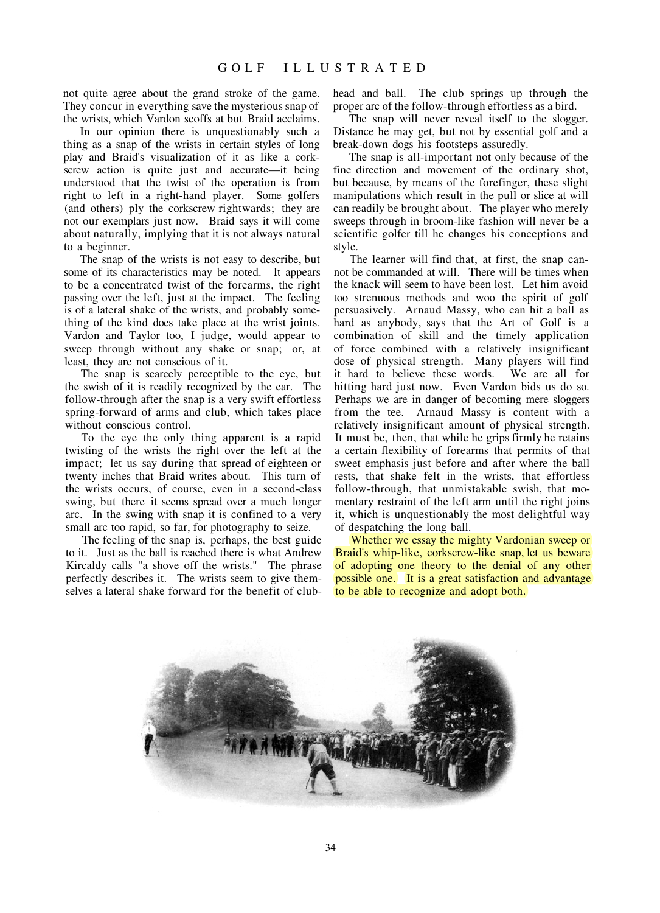not quite agree about the grand stroke of the game. They concur in everything save the mysterious snap of the wrists, which Vardon scoffs at but Braid acclaims.

In our opinion there is unquestionably such a thing as a snap of the wrists in certain styles of long play and Braid's visualization of it as like a corkscrew action is quite just and accurate—it being understood that the twist of the operation is from right to left in a right-hand player. Some golfers (and others) ply the corkscrew rightwards; they are not our exemplars just now. Braid says it will come about naturally, implying that it is not always natural to a beginner.

The snap of the wrists is not easy to describe, but some of its characteristics may be noted. It appears to be a concentrated twist of the forearms, the right passing over the left, just at the impact. The feeling is of a lateral shake of the wrists, and probably something of the kind does take place at the wrist joints. Vardon and Taylor too, I judge, would appear to sweep through without any shake or snap; or, at least, they are not conscious of it.

The snap is scarcely perceptible to the eye, but the swish of it is readily recognized by the ear. The follow-through after the snap is a very swift effortless spring-forward of arms and club, which takes place without conscious control.

To the eye the only thing apparent is a rapid twisting of the wrists the right over the left at the impact; let us say during that spread of eighteen or twenty inches that Braid writes about. This turn of the wrists occurs, of course, even in a second-class swing, but there it seems spread over a much longer arc. In the swing with snap it is confined to a very small arc too rapid, so far, for photography to seize.

The feeling of the snap is, perhaps, the best guide to it. Just as the ball is reached there is what Andrew Kircaldy calls "a shove off the wrists." The phrase perfectly describes it. The wrists seem to give themselves a lateral shake forward for the benefit of clubhead and ball. The club springs up through the proper arc of the follow-through effortless as a bird.

The snap will never reveal itself to the slogger. Distance he may get, but not by essential golf and a break-down dogs his footsteps assuredly.

The snap is all-important not only because of the fine direction and movement of the ordinary shot, but because, by means of the forefinger, these slight manipulations which result in the pull or slice at will can readily be brought about. The player who merely sweeps through in broom-like fashion will never be a scientific golfer till he changes his conceptions and style.

The learner will find that, at first, the snap cannot be commanded at will. There will be times when the knack will seem to have been lost. Let him avoid too strenuous methods and woo the spirit of golf persuasively. Arnaud Massy, who can hit a ball as hard as anybody, says that the Art of Golf is a combination of skill and the timely application of force combined with a relatively insignificant dose of physical strength. Many players will find it hard to believe these words. We are all for hitting hard just now. Even Vardon bids us do so. Perhaps we are in danger of becoming mere sloggers from the tee. Arnaud Massy is content with a relatively insignificant amount of physical strength. It must be, then, that while he grips firmly he retains a certain flexibility of forearms that permits of that sweet emphasis just before and after where the ball rests, that shake felt in the wrists, that effortless follow-through, that unmistakable swish, that momentary restraint of the left arm until the right joins it, which is unquestionably the most delightful way of despatching the long ball.

Whether we essay the mighty Vardonian sweep or Braid's whip-like, corkscrew-like snap, let us beware of adopting one theory to the denial of any other possible one. It is a great satisfaction and advantage to be able to recognize and adopt both.